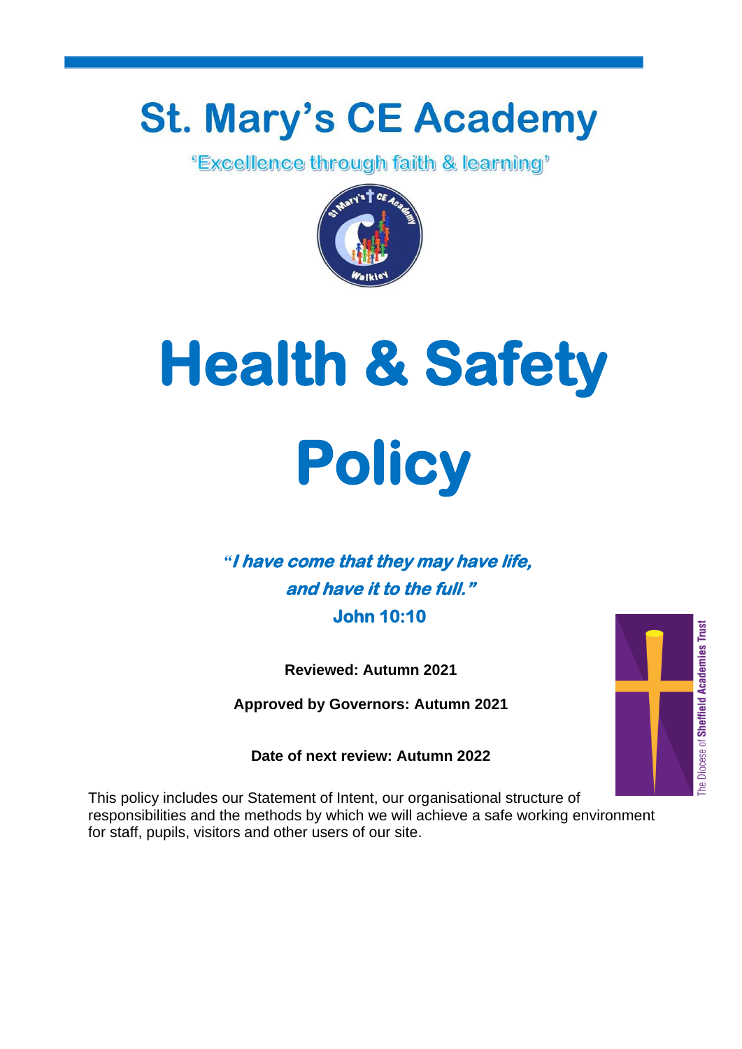# St. Mary's CE Academy

'Excellence through faith & learning'

# Health & Safety Policy

***"I have come that they may have life, and have it to the full."***

**John 10:10**

**Reviewed: Autumn 2021**

**Approved by Governors: Autumn 2021**

**Date of next review: Autumn 2022**

The Diocese of Sheffield Academies Trust

This policy includes our Statement of Intent, our organisational structure of responsibilities and the methods by which we will achieve a safe working environment for staff, pupils, visitors and other users of our site.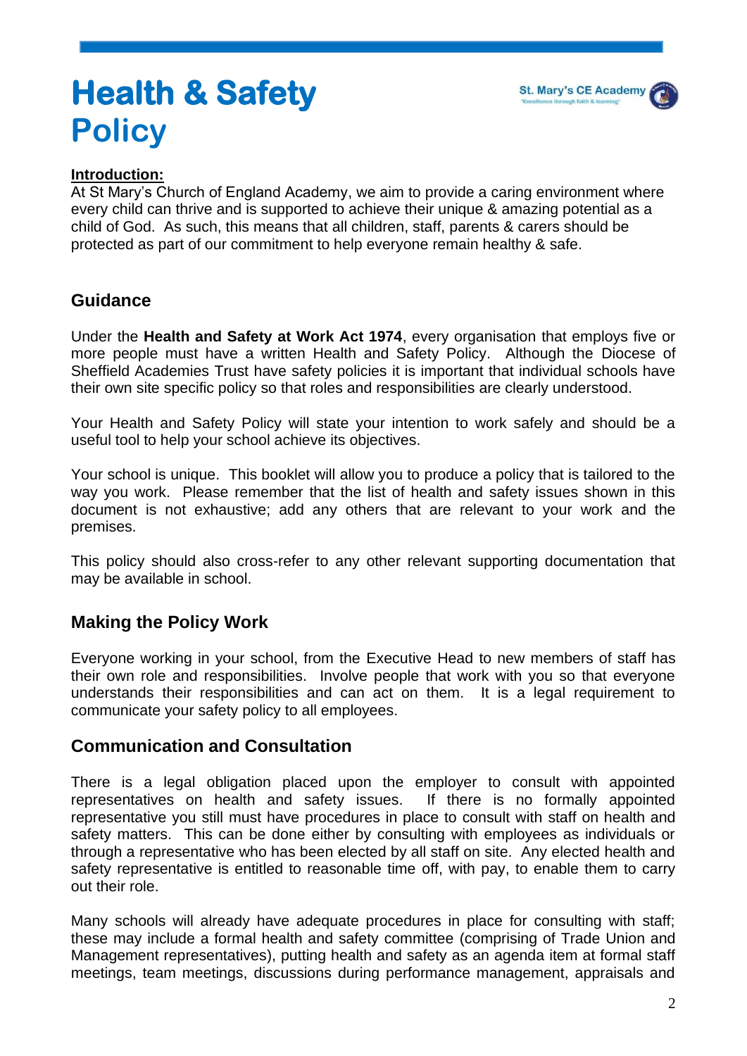# Health & Safety Policy

**Introduction:**

At St Mary's Church of England Academy, we aim to provide a caring environment where every child can thrive and is supported to achieve their unique & amazing potential as a child of God. As such, this means that all children, staff, parents & carers should be protected as part of our commitment to help everyone remain healthy & safe.

## Guidance

Under the **Health and Safety at Work Act 1974**, every organisation that employs five or more people must have a written Health and Safety Policy. Although the Diocese of Sheffield Academies Trust have safety policies it is important that individual schools have their own site specific policy so that roles and responsibilities are clearly understood.

Your Health and Safety Policy will state your intention to work safely and should be a useful tool to help your school achieve its objectives.

Your school is unique. This booklet will allow you to produce a policy that is tailored to the way you work. Please remember that the list of health and safety issues shown in this document is not exhaustive; add any others that are relevant to your work and the premises.

This policy should also cross-refer to any other relevant supporting documentation that may be available in school.

## Making the Policy Work

Everyone working in your school, from the Executive Head to new members of staff has their own role and responsibilities. Involve people that work with you so that everyone understands their responsibilities and can act on them. It is a legal requirement to communicate your safety policy to all employees.

## Communication and Consultation

There is a legal obligation placed upon the employer to consult with appointed representatives on health and safety issues. If there is no formally appointed representative you still must have procedures in place to consult with staff on health and safety matters. This can be done either by consulting with employees as individuals or through a representative who has been elected by all staff on site. Any elected health and safety representative is entitled to reasonable time off, with pay, to enable them to carry out their role.

Many schools will already have adequate procedures in place for consulting with staff; these may include a formal health and safety committee (comprising of Trade Union and Management representatives), putting health and safety as an agenda item at formal staff meetings, team meetings, discussions during performance management, appraisals and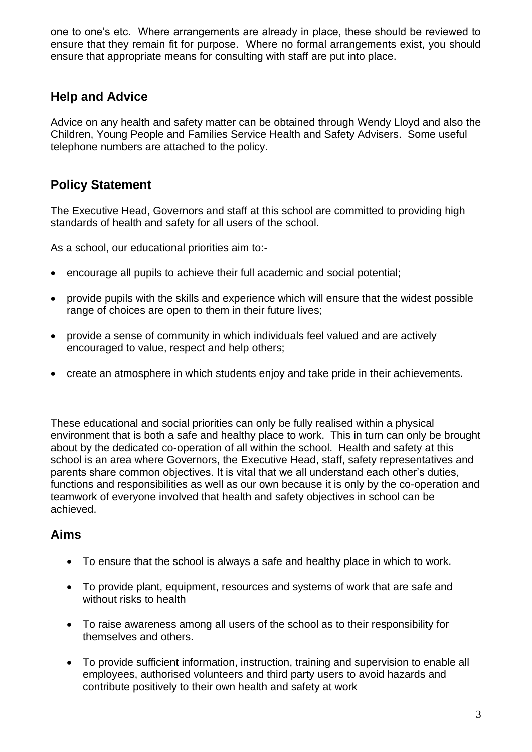one to one's etc. Where arrangements are already in place, these should be reviewed to ensure that they remain fit for purpose. Where no formal arrangements exist, you should ensure that appropriate means for consulting with staff are put into place.

## Help and Advice

Advice on any health and safety matter can be obtained through Wendy Lloyd and also the Children, Young People and Families Service Health and Safety Advisers. Some useful telephone numbers are attached to the policy.

## Policy Statement

The Executive Head, Governors and staff at this school are committed to providing high standards of health and safety for all users of the school.

As a school, our educational priorities aim to:-

- encourage all pupils to achieve their full academic and social potential;
- provide pupils with the skills and experience which will ensure that the widest possible range of choices are open to them in their future lives;
- provide a sense of community in which individuals feel valued and are actively encouraged to value, respect and help others;
- create an atmosphere in which students enjoy and take pride in their achievements.

These educational and social priorities can only be fully realised within a physical environment that is both a safe and healthy place to work. This in turn can only be brought about by the dedicated co-operation of all within the school. Health and safety at this school is an area where Governors, the Executive Head, staff, safety representatives and parents share common objectives. It is vital that we all understand each other's duties, functions and responsibilities as well as our own because it is only by the co-operation and teamwork of everyone involved that health and safety objectives in school can be achieved.

## Aims

- To ensure that the school is always a safe and healthy place in which to work.
- To provide plant, equipment, resources and systems of work that are safe and without risks to health
- To raise awareness among all users of the school as to their responsibility for themselves and others.
- To provide sufficient information, instruction, training and supervision to enable all employees, authorised volunteers and third party users to avoid hazards and contribute positively to their own health and safety at work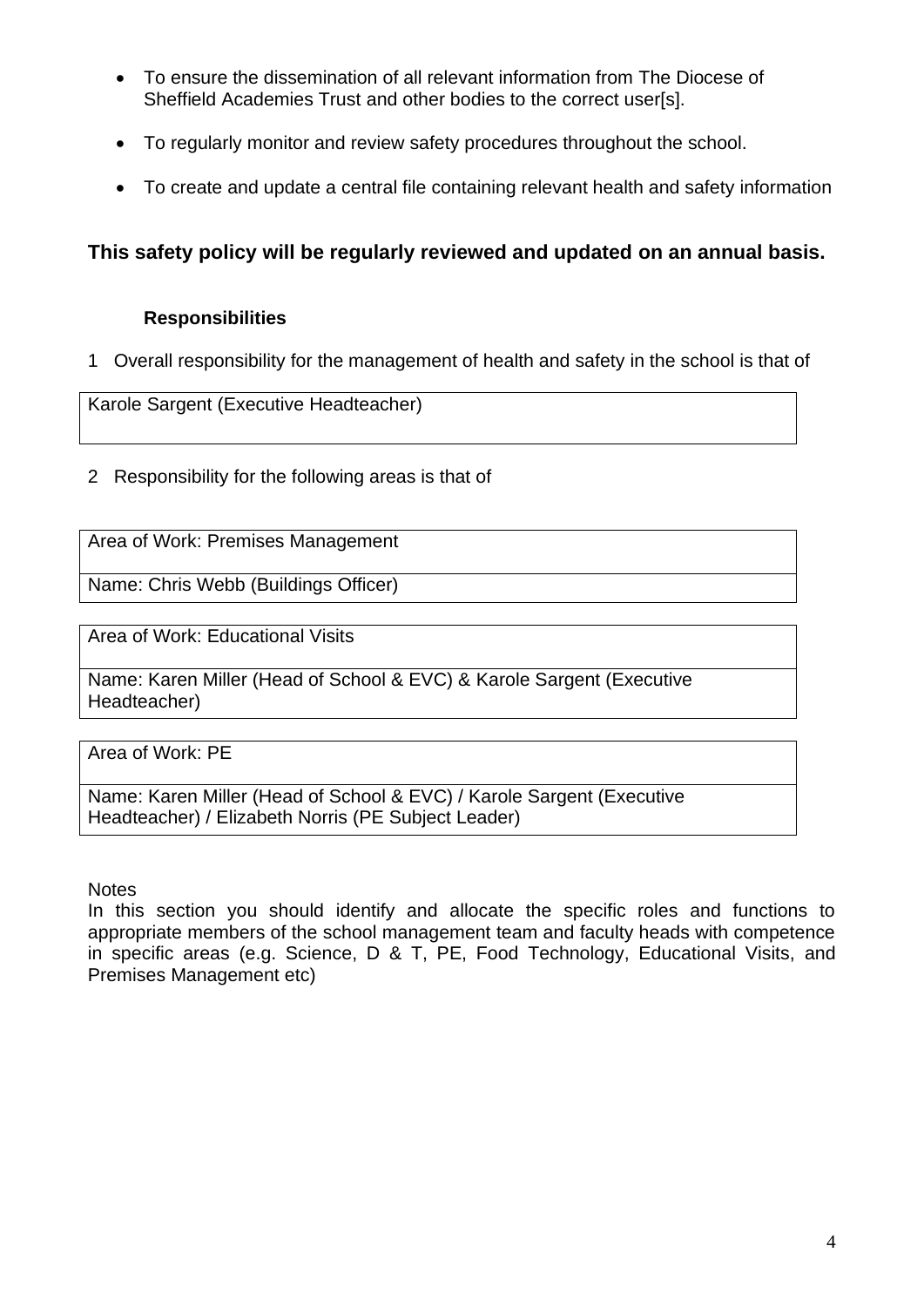- To ensure the dissemination of all relevant information from The Diocese of Sheffield Academies Trust and other bodies to the correct user[s].
- To regularly monitor and review safety procedures throughout the school.
- To create and update a central file containing relevant health and safety information

**This safety policy will be regularly reviewed and updated on an annual basis.**

**Responsibilities**

1 Overall responsibility for the management of health and safety in the school is that of

| Karole Sargent (Executive Headteacher) |
|---|

2 Responsibility for the following areas is that of

| Area of Work: Premises Management |
|---|
| Name: Chris Webb (Buildings Officer) |

| Area of Work: Educational Visits |
|---|
| Name: Karen Miller (Head of School & EVC) & Karole Sargent (Executive Headteacher) |

| Area of Work: PE |
|---|
| Name: Karen Miller (Head of School & EVC) / Karole Sargent (Executive Headteacher) / Elizabeth Norris (PE Subject Leader) |

Notes
In this section you should identify and allocate the specific roles and functions to appropriate members of the school management team and faculty heads with competence in specific areas (e.g. Science, D & T, PE, Food Technology, Educational Visits, and Premises Management etc)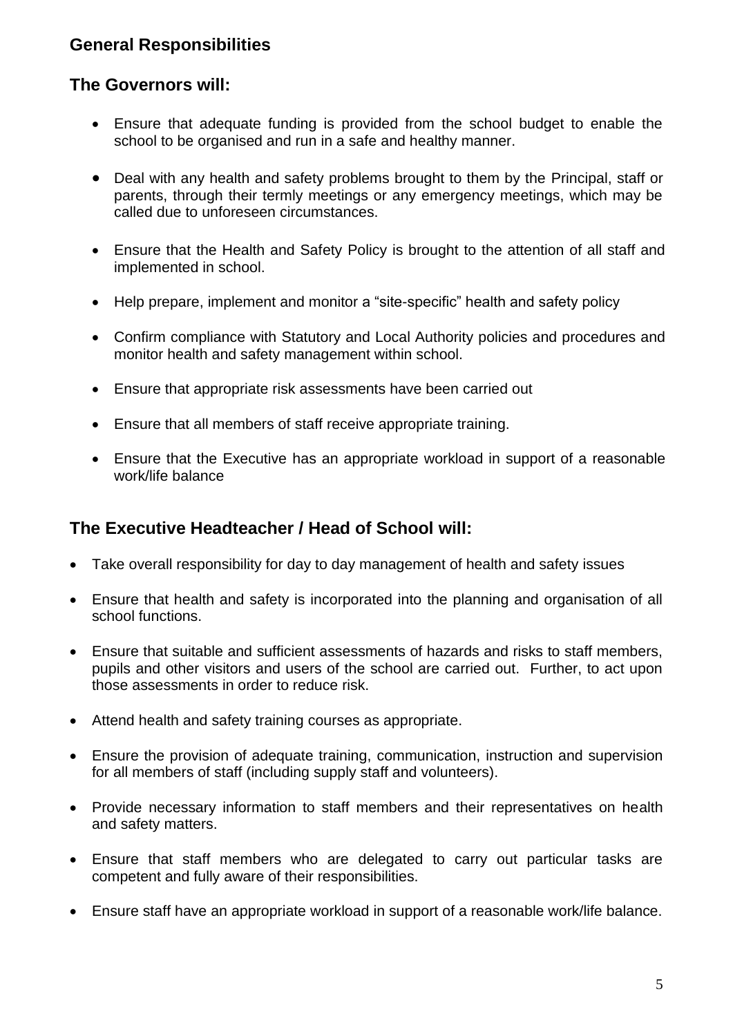## General Responsibilities

### The Governors will:

- Ensure that adequate funding is provided from the school budget to enable the school to be organised and run in a safe and healthy manner.
- Deal with any health and safety problems brought to them by the Principal, staff or parents, through their termly meetings or any emergency meetings, which may be called due to unforeseen circumstances.
- Ensure that the Health and Safety Policy is brought to the attention of all staff and implemented in school.
- Help prepare, implement and monitor a "site-specific" health and safety policy
- Confirm compliance with Statutory and Local Authority policies and procedures and monitor health and safety management within school.
- Ensure that appropriate risk assessments have been carried out
- Ensure that all members of staff receive appropriate training.
- Ensure that the Executive has an appropriate workload in support of a reasonable work/life balance

### The Executive Headteacher / Head of School will:

- Take overall responsibility for day to day management of health and safety issues
- Ensure that health and safety is incorporated into the planning and organisation of all school functions.
- Ensure that suitable and sufficient assessments of hazards and risks to staff members, pupils and other visitors and users of the school are carried out. Further, to act upon those assessments in order to reduce risk.
- Attend health and safety training courses as appropriate.
- Ensure the provision of adequate training, communication, instruction and supervision for all members of staff (including supply staff and volunteers).
- Provide necessary information to staff members and their representatives on health and safety matters.
- Ensure that staff members who are delegated to carry out particular tasks are competent and fully aware of their responsibilities.
- Ensure staff have an appropriate workload in support of a reasonable work/life balance.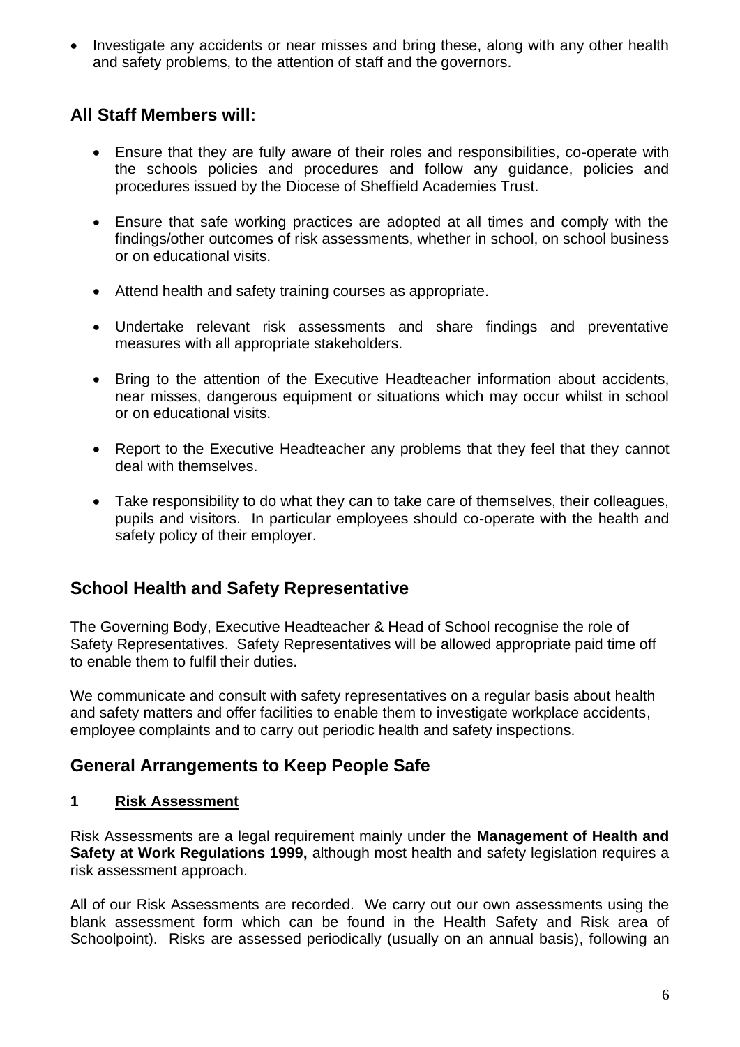- Investigate any accidents or near misses and bring these, along with any other health and safety problems, to the attention of staff and the governors.

## All Staff Members will:

- Ensure that they are fully aware of their roles and responsibilities, co-operate with the schools policies and procedures and follow any guidance, policies and procedures issued by the Diocese of Sheffield Academies Trust.
- Ensure that safe working practices are adopted at all times and comply with the findings/other outcomes of risk assessments, whether in school, on school business or on educational visits.
- Attend health and safety training courses as appropriate.
- Undertake relevant risk assessments and share findings and preventative measures with all appropriate stakeholders.
- Bring to the attention of the Executive Headteacher information about accidents, near misses, dangerous equipment or situations which may occur whilst in school or on educational visits.
- Report to the Executive Headteacher any problems that they feel that they cannot deal with themselves.
- Take responsibility to do what they can to take care of themselves, their colleagues, pupils and visitors. In particular employees should co-operate with the health and safety policy of their employer.

## School Health and Safety Representative

The Governing Body, Executive Headteacher & Head of School recognise the role of Safety Representatives. Safety Representatives will be allowed appropriate paid time off to enable them to fulfil their duties.

We communicate and consult with safety representatives on a regular basis about health and safety matters and offer facilities to enable them to investigate workplace accidents, employee complaints and to carry out periodic health and safety inspections.

## General Arrangements to Keep People Safe

### 1 Risk Assessment

Risk Assessments are a legal requirement mainly under the **Management of Health and Safety at Work Regulations 1999,** although most health and safety legislation requires a risk assessment approach.

All of our Risk Assessments are recorded. We carry out our own assessments using the blank assessment form which can be found in the Health Safety and Risk area of Schoolpoint). Risks are assessed periodically (usually on an annual basis), following an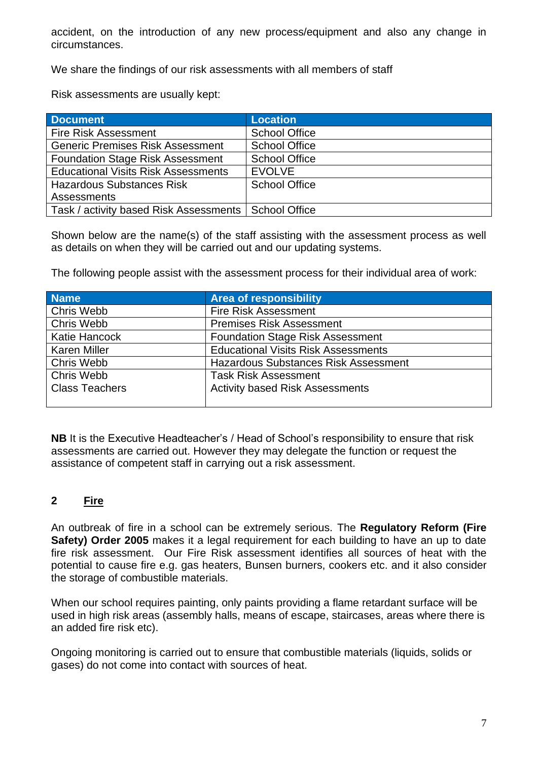accident, on the introduction of any new process/equipment and also any change in circumstances.

We share the findings of our risk assessments with all members of staff

Risk assessments are usually kept:

| Document | Location |
|---|---|
| Fire Risk Assessment | School Office |
| Generic Premises Risk Assessment | School Office |
| Foundation Stage Risk Assessment | School Office |
| Educational Visits Risk Assessments | EVOLVE |
| Hazardous Substances Risk Assessments | School Office |
| Task / activity based Risk Assessments | School Office |

Shown below are the name(s) of the staff assisting with the assessment process as well as details on when they will be carried out and our updating systems.

The following people assist with the assessment process for their individual area of work:

| Name | Area of responsibility |
|---|---|
| Chris Webb | Fire Risk Assessment |
| Chris Webb | Premises Risk Assessment |
| Katie Hancock | Foundation Stage Risk Assessment |
| Karen Miller | Educational Visits Risk Assessments |
| Chris Webb | Hazardous Substances Risk Assessment |
| Chris Webb<br>Class Teachers | Task Risk Assessment<br>Activity based Risk Assessments |

**NB** It is the Executive Headteacher's / Head of School's responsibility to ensure that risk assessments are carried out. However they may delegate the function or request the assistance of competent staff in carrying out a risk assessment.

## 2 Fire

An outbreak of fire in a school can be extremely serious. The **Regulatory Reform (Fire Safety) Order 2005** makes it a legal requirement for each building to have an up to date fire risk assessment. Our Fire Risk assessment identifies all sources of heat with the potential to cause fire e.g. gas heaters, Bunsen burners, cookers etc. and it also consider the storage of combustible materials.

When our school requires painting, only paints providing a flame retardant surface will be used in high risk areas (assembly halls, means of escape, staircases, areas where there is an added fire risk etc).

Ongoing monitoring is carried out to ensure that combustible materials (liquids, solids or gases) do not come into contact with sources of heat.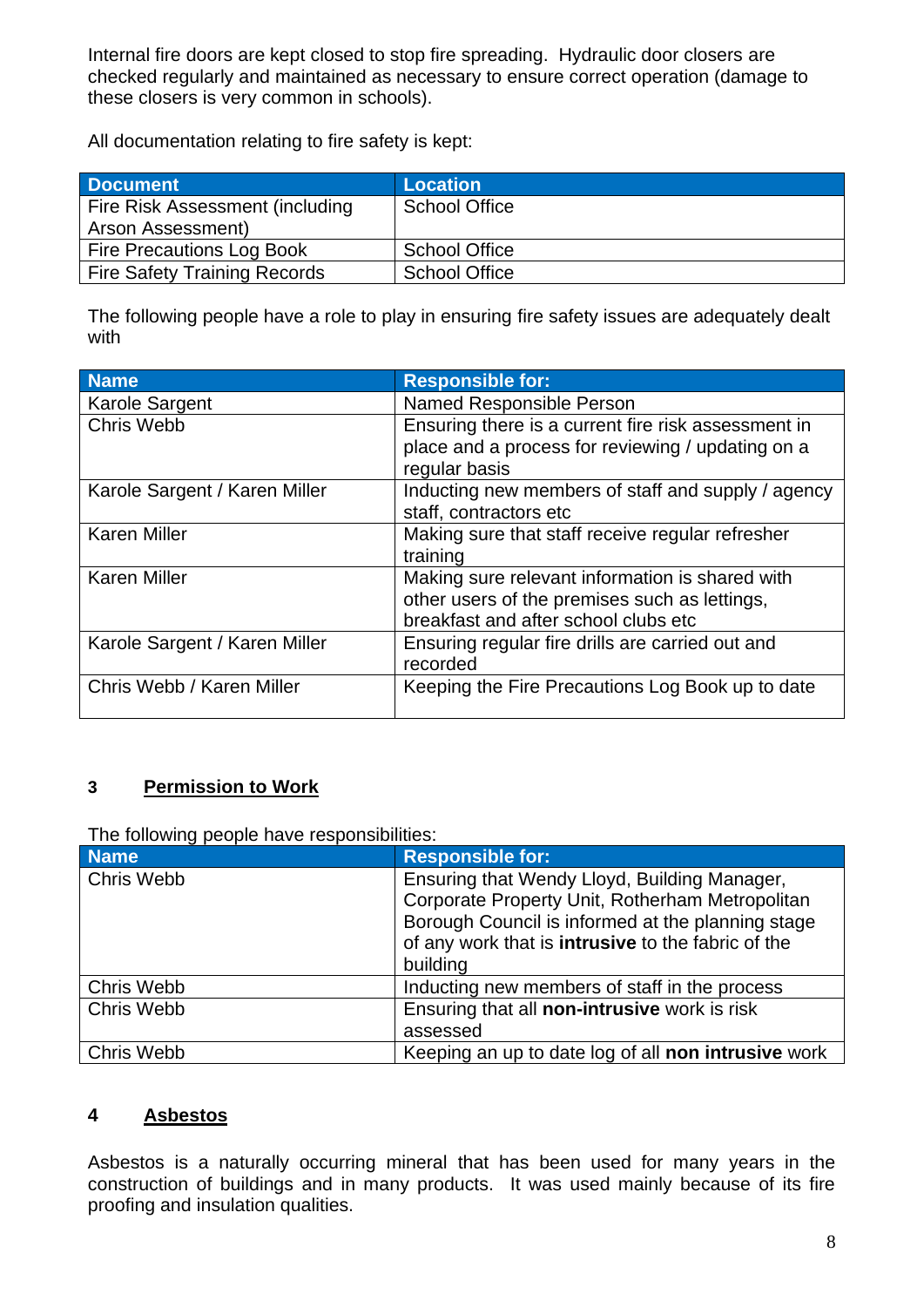Internal fire doors are kept closed to stop fire spreading. Hydraulic door closers are checked regularly and maintained as necessary to ensure correct operation (damage to these closers is very common in schools).

All documentation relating to fire safety is kept:

| Document | Location |
| --- | --- |
| Fire Risk Assessment (including Arson Assessment) | School Office |
| Fire Precautions Log Book | School Office |
| Fire Safety Training Records | School Office |

The following people have a role to play in ensuring fire safety issues are adequately dealt with

| Name | Responsible for: |
| --- | --- |
| Karole Sargent | Named Responsible Person |
| Chris Webb | Ensuring there is a current fire risk assessment in place and a process for reviewing / updating on a regular basis |
| Karole Sargent / Karen Miller | Inducting new members of staff and supply / agency staff, contractors etc |
| Karen Miller | Making sure that staff receive regular refresher training |
| Karen Miller | Making sure relevant information is shared with other users of the premises such as lettings, breakfast and after school clubs etc |
| Karole Sargent / Karen Miller | Ensuring regular fire drills are carried out and recorded |
| Chris Webb / Karen Miller | Keeping the Fire Precautions Log Book up to date |

## 3 Permission to Work

The following people have responsibilities:

| Name | Responsible for: |
| --- | --- |
| Chris Webb | Ensuring that Wendy Lloyd, Building Manager, Corporate Property Unit, Rotherham Metropolitan Borough Council is informed at the planning stage of any work that is **intrusive** to the fabric of the building |
| Chris Webb | Inducting new members of staff in the process |
| Chris Webb | Ensuring that all **non-intrusive** work is risk assessed |
| Chris Webb | Keeping an up to date log of all **non intrusive** work |

## 4 Asbestos

Asbestos is a naturally occurring mineral that has been used for many years in the construction of buildings and in many products. It was used mainly because of its fire proofing and insulation qualities.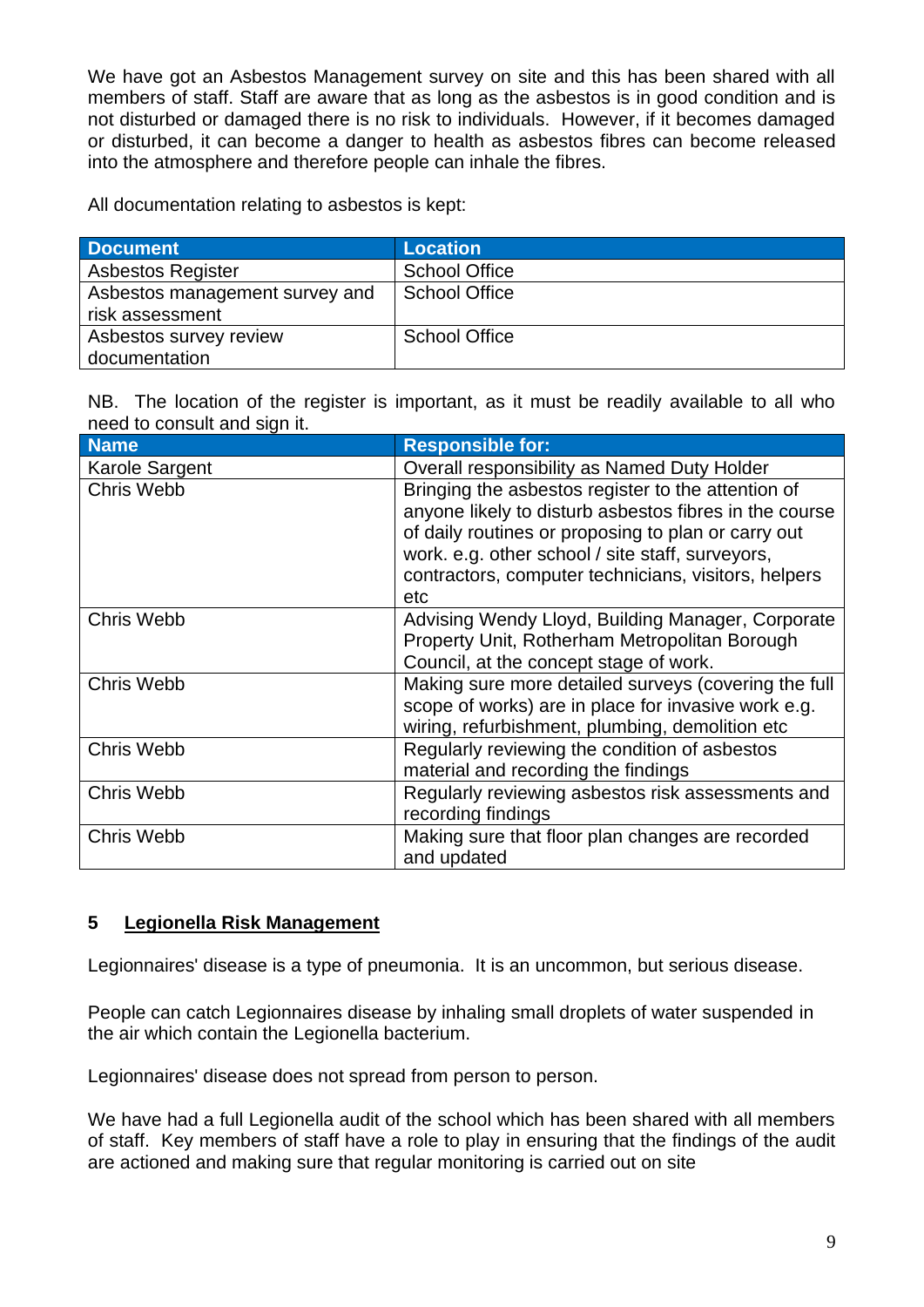We have got an Asbestos Management survey on site and this has been shared with all members of staff. Staff are aware that as long as the asbestos is in good condition and is not disturbed or damaged there is no risk to individuals. However, if it becomes damaged or disturbed, it can become a danger to health as asbestos fibres can become released into the atmosphere and therefore people can inhale the fibres.

All documentation relating to asbestos is kept:

| Document | Location |
|---|---|
| Asbestos Register | School Office |
| Asbestos management survey and risk assessment | School Office |
| Asbestos survey review documentation | School Office |

NB. The location of the register is important, as it must be readily available to all who need to consult and sign it.

| Name | Responsible for: |
|---|---|
| Karole Sargent | Overall responsibility as Named Duty Holder |
| Chris Webb | Bringing the asbestos register to the attention of anyone likely to disturb asbestos fibres in the course of daily routines or proposing to plan or carry out work. e.g. other school / site staff, surveyors, contractors, computer technicians, visitors, helpers etc |
| Chris Webb | Advising Wendy Lloyd, Building Manager, Corporate Property Unit, Rotherham Metropolitan Borough Council, at the concept stage of work. |
| Chris Webb | Making sure more detailed surveys (covering the full scope of works) are in place for invasive work e.g. wiring, refurbishment, plumbing, demolition etc |
| Chris Webb | Regularly reviewing the condition of asbestos material and recording the findings |
| Chris Webb | Regularly reviewing asbestos risk assessments and recording findings |
| Chris Webb | Making sure that floor plan changes are recorded and updated |

## 5 Legionella Risk Management

Legionnaires' disease is a type of pneumonia. It is an uncommon, but serious disease.

People can catch Legionnaires disease by inhaling small droplets of water suspended in the air which contain the Legionella bacterium.

Legionnaires' disease does not spread from person to person.

We have had a full Legionella audit of the school which has been shared with all members of staff. Key members of staff have a role to play in ensuring that the findings of the audit are actioned and making sure that regular monitoring is carried out on site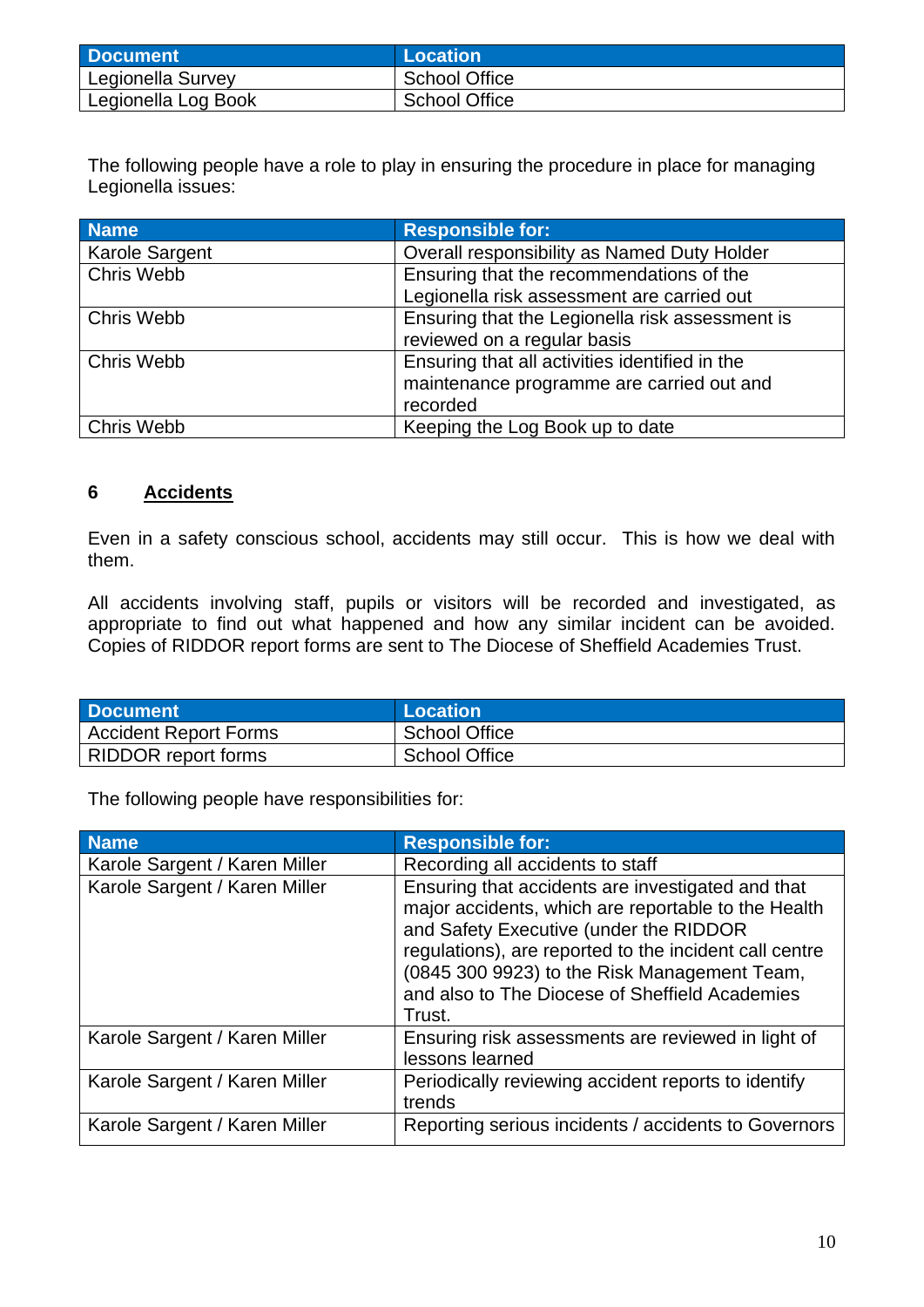| Document | Location |
| --- | --- |
| Legionella Survey | School Office |
| Legionella Log Book | School Office |

The following people have a role to play in ensuring the procedure in place for managing Legionella issues:

| Name | Responsible for: |
| --- | --- |
| Karole Sargent | Overall responsibility as Named Duty Holder |
| Chris Webb | Ensuring that the recommendations of the Legionella risk assessment are carried out |
| Chris Webb | Ensuring that the Legionella risk assessment is reviewed on a regular basis |
| Chris Webb | Ensuring that all activities identified in the maintenance programme are carried out and recorded |
| Chris Webb | Keeping the Log Book up to date |

## 6 Accidents

Even in a safety conscious school, accidents may still occur. This is how we deal with them.

All accidents involving staff, pupils or visitors will be recorded and investigated, as appropriate to find out what happened and how any similar incident can be avoided. Copies of RIDDOR report forms are sent to The Diocese of Sheffield Academies Trust.

| Document | Location |
| --- | --- |
| Accident Report Forms | School Office |
| RIDDOR report forms | School Office |

The following people have responsibilities for:

| Name | Responsible for: |
| --- | --- |
| Karole Sargent / Karen Miller | Recording all accidents to staff |
| Karole Sargent / Karen Miller | Ensuring that accidents are investigated and that major accidents, which are reportable to the Health and Safety Executive (under the RIDDOR regulations), are reported to the incident call centre (0845 300 9923) to the Risk Management Team, and also to The Diocese of Sheffield Academies Trust. |
| Karole Sargent / Karen Miller | Ensuring risk assessments are reviewed in light of lessons learned |
| Karole Sargent / Karen Miller | Periodically reviewing accident reports to identify trends |
| Karole Sargent / Karen Miller | Reporting serious incidents / accidents to Governors |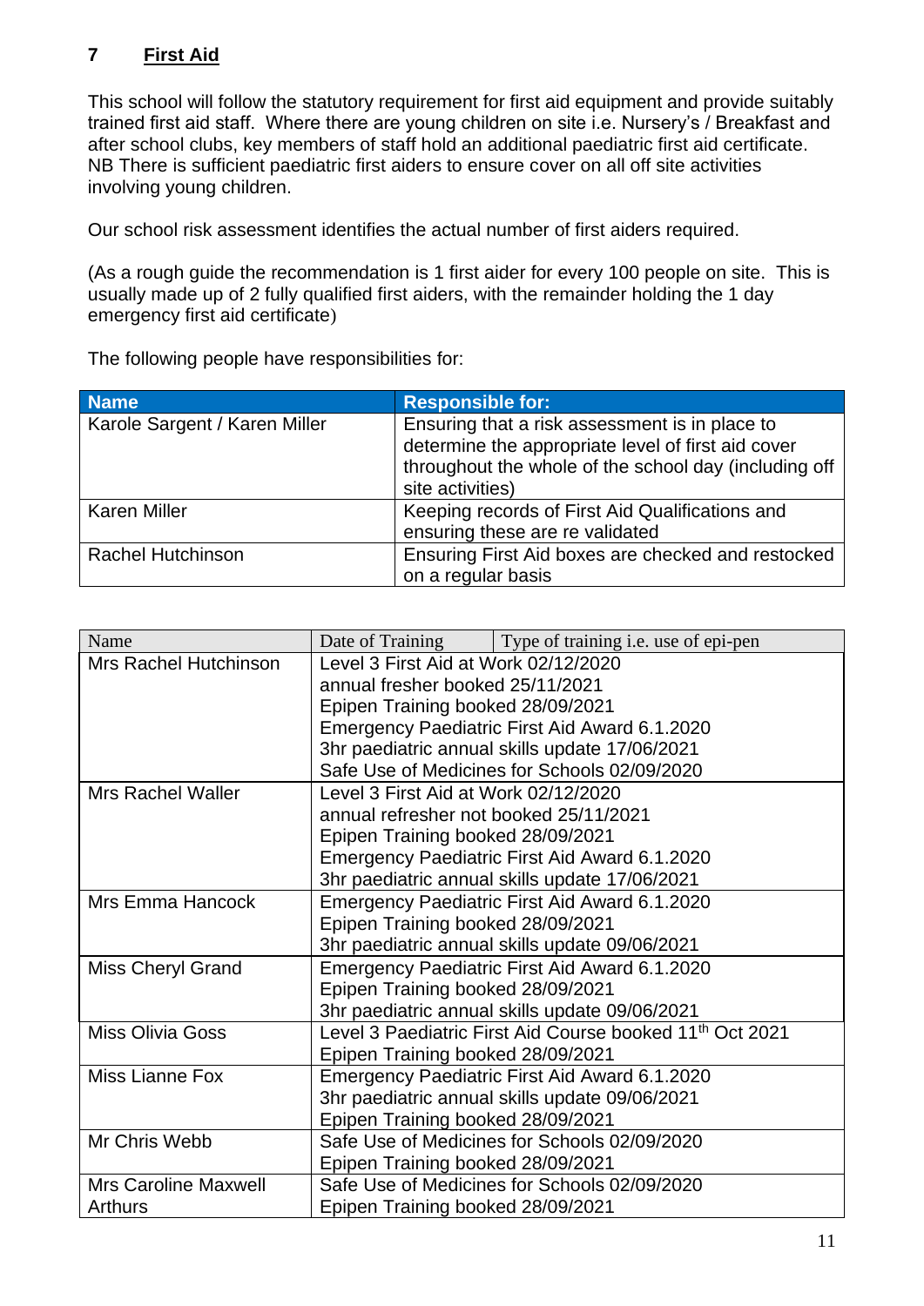## 7 First Aid

This school will follow the statutory requirement for first aid equipment and provide suitably trained first aid staff. Where there are young children on site i.e. Nursery's / Breakfast and after school clubs, key members of staff hold an additional paediatric first aid certificate. NB There is sufficient paediatric first aiders to ensure cover on all off site activities involving young children.

Our school risk assessment identifies the actual number of first aiders required.

(As a rough guide the recommendation is 1 first aider for every 100 people on site. This is usually made up of 2 fully qualified first aiders, with the remainder holding the 1 day emergency first aid certificate)

The following people have responsibilities for:

| Name | Responsible for: |
|---|---|
| Karole Sargent / Karen Miller | Ensuring that a risk assessment is in place to determine the appropriate level of first aid cover throughout the whole of the school day (including off site activities) |
| Karen Miller | Keeping records of First Aid Qualifications and ensuring these are re validated |
| Rachel Hutchinson | Ensuring First Aid boxes are checked and restocked on a regular basis |

| Name | Date of Training | Type of training i.e. use of epi-pen |
|---|---|---|
| Mrs Rachel Hutchinson | Level 3 First Aid at Work 02/12/2020<br>annual fresher booked 25/11/2021<br>Epipen Training booked 28/09/2021<br>Emergency Paediatric First Aid Award 6.1.2020<br>3hr paediatric annual skills update 17/06/2021<br>Safe Use of Medicines for Schools 02/09/2020 | |
| Mrs Rachel Waller | Level 3 First Aid at Work 02/12/2020<br>annual refresher not booked 25/11/2021<br>Epipen Training booked 28/09/2021<br>Emergency Paediatric First Aid Award 6.1.2020<br>3hr paediatric annual skills update 17/06/2021 | |
| Mrs Emma Hancock | Emergency Paediatric First Aid Award 6.1.2020<br>Epipen Training booked 28/09/2021<br>3hr paediatric annual skills update 09/06/2021 | |
| Miss Cheryl Grand | Emergency Paediatric First Aid Award 6.1.2020<br>Epipen Training booked 28/09/2021<br>3hr paediatric annual skills update 09/06/2021 | |
| Miss Olivia Goss | Level 3 Paediatric First Aid Course booked 11th Oct 2021<br>Epipen Training booked 28/09/2021 | |
| Miss Lianne Fox | Emergency Paediatric First Aid Award 6.1.2020<br>3hr paediatric annual skills update 09/06/2021<br>Epipen Training booked 28/09/2021 | |
| Mr Chris Webb | Safe Use of Medicines for Schools 02/09/2020<br>Epipen Training booked 28/09/2021 | |
| Mrs Caroline Maxwell Arthurs | Safe Use of Medicines for Schools 02/09/2020<br>Epipen Training booked 28/09/2021 | |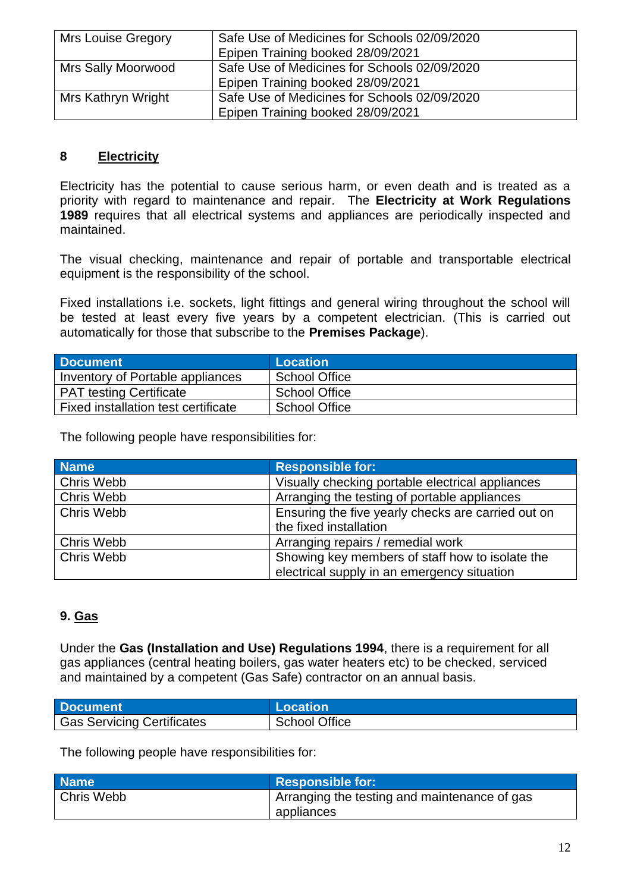| | |
|---|---|
| Mrs Louise Gregory | Safe Use of Medicines for Schools 02/09/2020<br>Epipen Training booked 28/09/2021 |
| Mrs Sally Moorwood | Safe Use of Medicines for Schools 02/09/2020<br>Epipen Training booked 28/09/2021 |
| Mrs Kathryn Wright | Safe Use of Medicines for Schools 02/09/2020<br>Epipen Training booked 28/09/2021 |

## 8 Electricity

Electricity has the potential to cause serious harm, or even death and is treated as a priority with regard to maintenance and repair. The **Electricity at Work Regulations 1989** requires that all electrical systems and appliances are periodically inspected and maintained.

The visual checking, maintenance and repair of portable and transportable electrical equipment is the responsibility of the school.

Fixed installations i.e. sockets, light fittings and general wiring throughout the school will be tested at least every five years by a competent electrician. (This is carried out automatically for those that subscribe to the **Premises Package**).

| Document | Location |
|---|---|
| Inventory of Portable appliances | School Office |
| PAT testing Certificate | School Office |
| Fixed installation test certificate | School Office |

The following people have responsibilities for:

| Name | Responsible for: |
|---|---|
| Chris Webb | Visually checking portable electrical appliances |
| Chris Webb | Arranging the testing of portable appliances |
| Chris Webb | Ensuring the five yearly checks are carried out on the fixed installation |
| Chris Webb | Arranging repairs / remedial work |
| Chris Webb | Showing key members of staff how to isolate the electrical supply in an emergency situation |

## 9. Gas

Under the **Gas (Installation and Use) Regulations 1994**, there is a requirement for all gas appliances (central heating boilers, gas water heaters etc) to be checked, serviced and maintained by a competent (Gas Safe) contractor on an annual basis.

| Document | Location |
|---|---|
| Gas Servicing Certificates | School Office |

The following people have responsibilities for:

| Name | Responsible for: |
|---|---|
| Chris Webb | Arranging the testing and maintenance of gas appliances |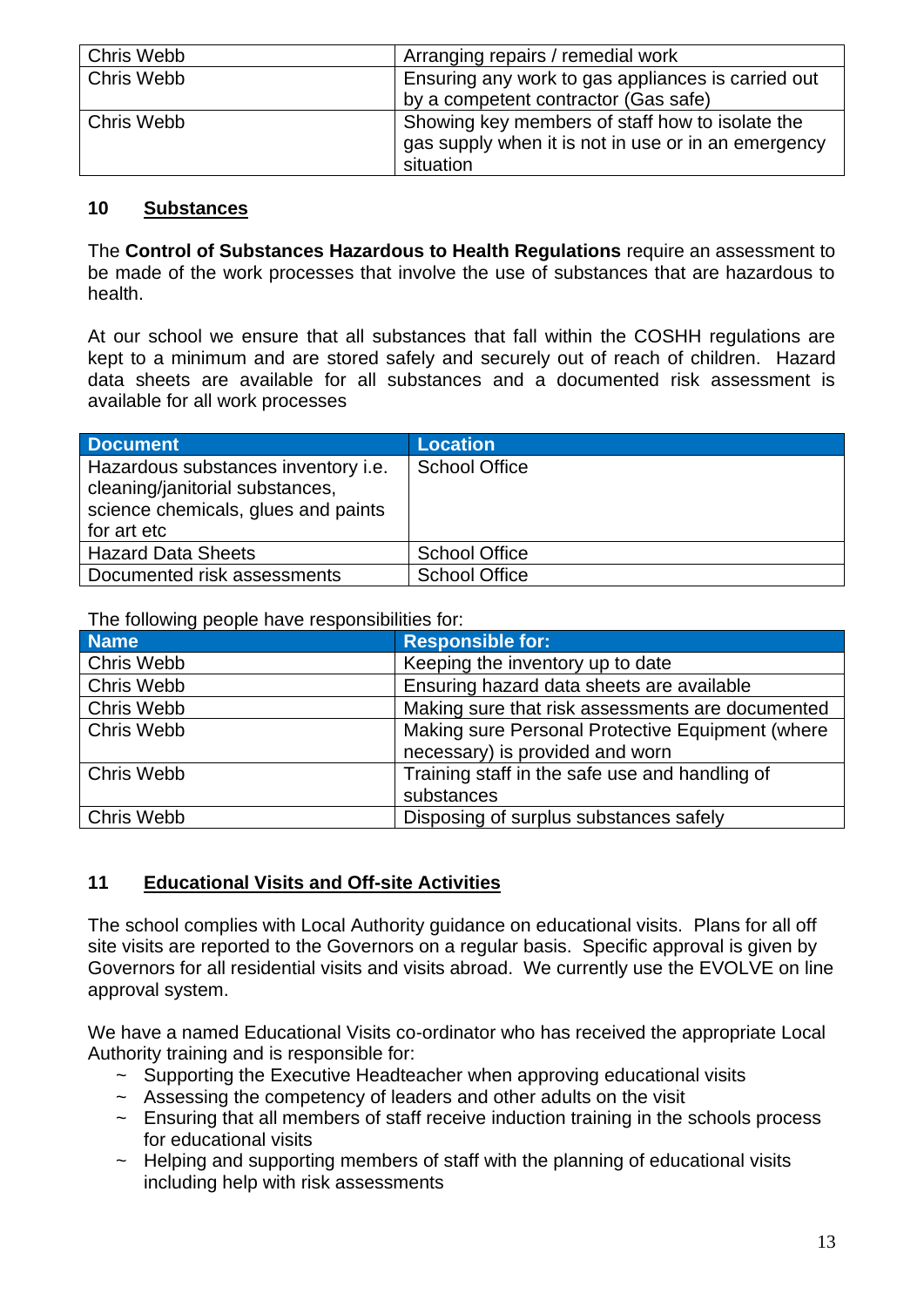| | |
|---|---|
| Chris Webb | Arranging repairs / remedial work |
| Chris Webb | Ensuring any work to gas appliances is carried out by a competent contractor (Gas safe) |
| Chris Webb | Showing key members of staff how to isolate the gas supply when it is not in use or in an emergency situation |

## 10 Substances

The **Control of Substances Hazardous to Health Regulations** require an assessment to be made of the work processes that involve the use of substances that are hazardous to health.

At our school we ensure that all substances that fall within the COSHH regulations are kept to a minimum and are stored safely and securely out of reach of children. Hazard data sheets are available for all substances and a documented risk assessment is available for all work processes

| Document | Location |
|---|---|
| Hazardous substances inventory i.e. cleaning/janitorial substances, science chemicals, glues and paints for art etc | School Office |
| Hazard Data Sheets | School Office |
| Documented risk assessments | School Office |

The following people have responsibilities for:

| Name | Responsible for: |
|---|---|
| Chris Webb | Keeping the inventory up to date |
| Chris Webb | Ensuring hazard data sheets are available |
| Chris Webb | Making sure that risk assessments are documented |
| Chris Webb | Making sure Personal Protective Equipment (where necessary) is provided and worn |
| Chris Webb | Training staff in the safe use and handling of substances |
| Chris Webb | Disposing of surplus substances safely |

## 11 Educational Visits and Off-site Activities

The school complies with Local Authority guidance on educational visits. Plans for all off site visits are reported to the Governors on a regular basis. Specific approval is given by Governors for all residential visits and visits abroad. We currently use the EVOLVE on line approval system.

We have a named Educational Visits co-ordinator who has received the appropriate Local Authority training and is responsible for:

- Supporting the Executive Headteacher when approving educational visits
- Assessing the competency of leaders and other adults on the visit
- Ensuring that all members of staff receive induction training in the schools process for educational visits
- Helping and supporting members of staff with the planning of educational visits including help with risk assessments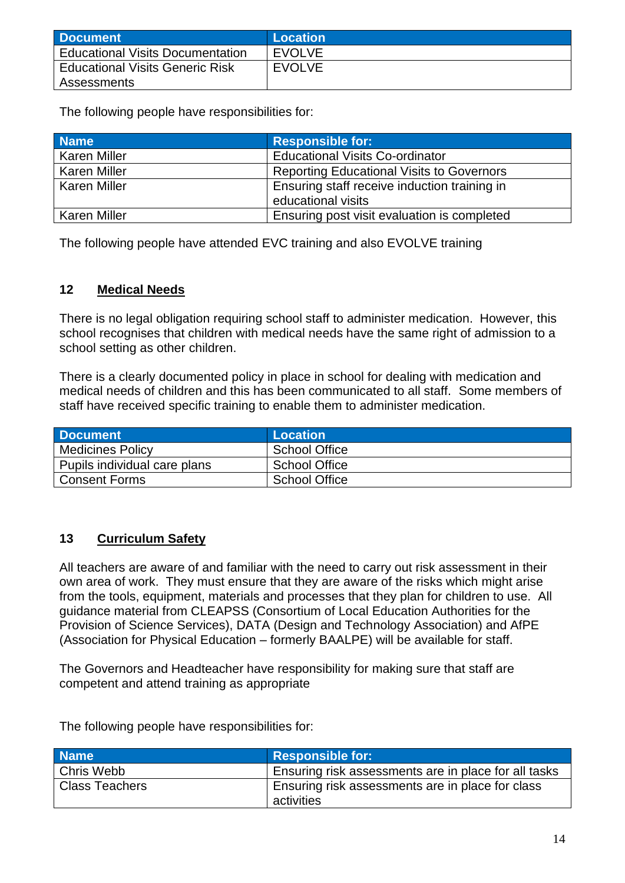| Document | Location |
| --- | --- |
| Educational Visits Documentation | EVOLVE |
| Educational Visits Generic Risk Assessments | EVOLVE |

The following people have responsibilities for:

| Name | Responsible for: |
| --- | --- |
| Karen Miller | Educational Visits Co-ordinator |
| Karen Miller | Reporting Educational Visits to Governors |
| Karen Miller | Ensuring staff receive induction training in educational visits |
| Karen Miller | Ensuring post visit evaluation is completed |

The following people have attended EVC training and also EVOLVE training

## 12 Medical Needs

There is no legal obligation requiring school staff to administer medication. However, this school recognises that children with medical needs have the same right of admission to a school setting as other children.

There is a clearly documented policy in place in school for dealing with medication and medical needs of children and this has been communicated to all staff. Some members of staff have received specific training to enable them to administer medication.

| Document | Location |
| --- | --- |
| Medicines Policy | School Office |
| Pupils individual care plans | School Office |
| Consent Forms | School Office |

## 13 Curriculum Safety

All teachers are aware of and familiar with the need to carry out risk assessment in their own area of work. They must ensure that they are aware of the risks which might arise from the tools, equipment, materials and processes that they plan for children to use. All guidance material from CLEAPSS (Consortium of Local Education Authorities for the Provision of Science Services), DATA (Design and Technology Association) and AfPE (Association for Physical Education – formerly BAALPE) will be available for staff.

The Governors and Headteacher have responsibility for making sure that staff are competent and attend training as appropriate

The following people have responsibilities for:

| Name | Responsible for: |
| --- | --- |
| Chris Webb | Ensuring risk assessments are in place for all tasks |
| Class Teachers | Ensuring risk assessments are in place for class activities |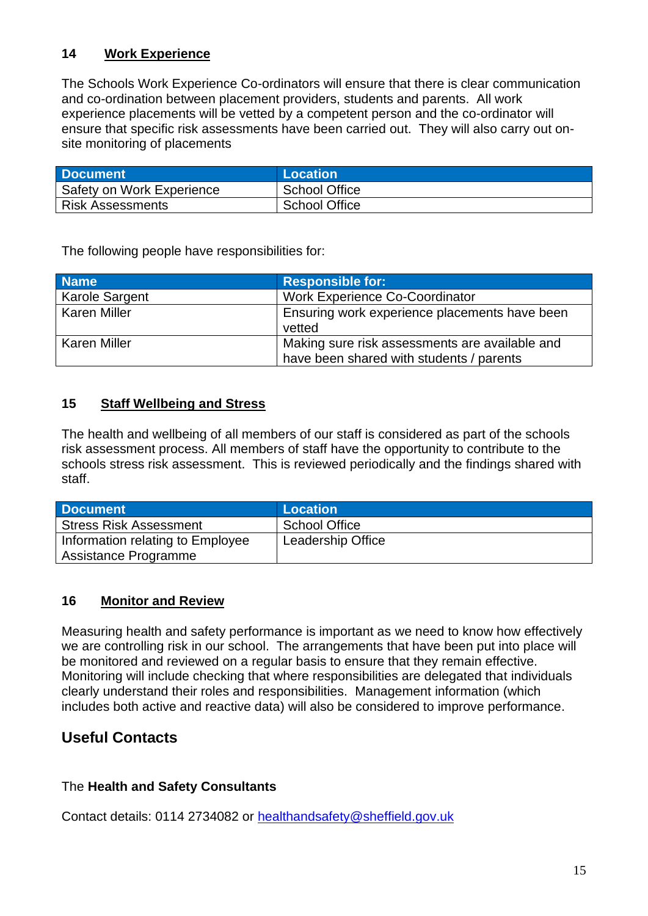## 14 Work Experience

The Schools Work Experience Co-ordinators will ensure that there is clear communication and co-ordination between placement providers, students and parents. All work experience placements will be vetted by a competent person and the co-ordinator will ensure that specific risk assessments have been carried out. They will also carry out on-site monitoring of placements

| Document | Location |
|---|---|
| Safety on Work Experience | School Office |
| Risk Assessments | School Office |

The following people have responsibilities for:

| Name | Responsible for: |
|---|---|
| Karole Sargent | Work Experience Co-Coordinator |
| Karen Miller | Ensuring work experience placements have been vetted |
| Karen Miller | Making sure risk assessments are available and have been shared with students / parents |

## 15 Staff Wellbeing and Stress

The health and wellbeing of all members of our staff is considered as part of the schools risk assessment process. All members of staff have the opportunity to contribute to the schools stress risk assessment. This is reviewed periodically and the findings shared with staff.

| Document | Location |
|---|---|
| Stress Risk Assessment | School Office |
| Information relating to Employee Assistance Programme | Leadership Office |

## 16 Monitor and Review

Measuring health and safety performance is important as we need to know how effectively we are controlling risk in our school. The arrangements that have been put into place will be monitored and reviewed on a regular basis to ensure that they remain effective. Monitoring will include checking that where responsibilities are delegated that individuals clearly understand their roles and responsibilities. Management information (which includes both active and reactive data) will also be considered to improve performance.

## Useful Contacts

The **Health and Safety Consultants**

Contact details: 0114 2734082 or healthandsafety@sheffield.gov.uk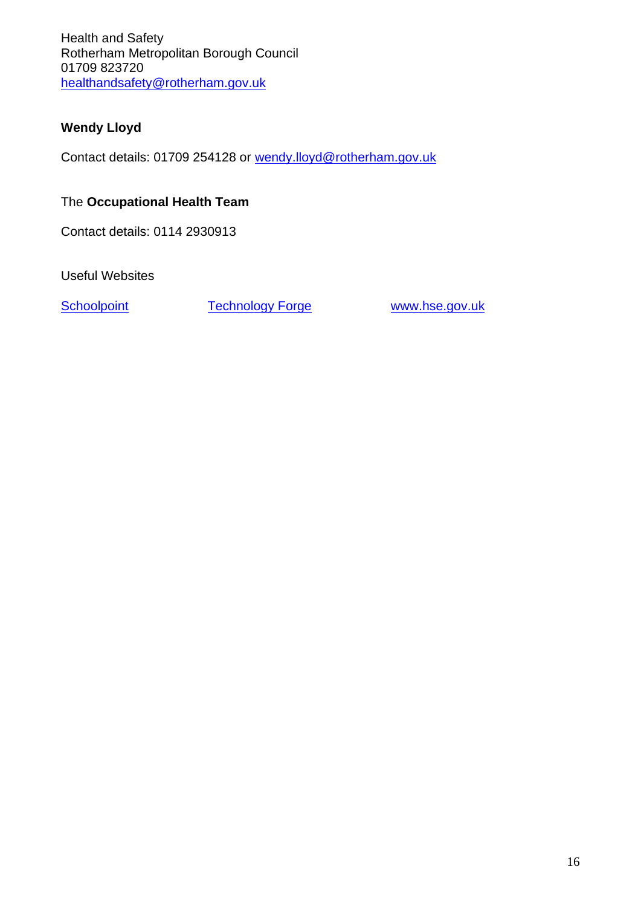Health and Safety
Rotherham Metropolitan Borough Council
01709 823720
healthandsafety@rotherham.gov.uk

**Wendy Lloyd**

Contact details: 01709 254128 or wendy.lloyd@rotherham.gov.uk

The **Occupational Health Team**

Contact details: 0114 2930913

Useful Websites

Schoolpoint Technology Forge www.hse.gov.uk